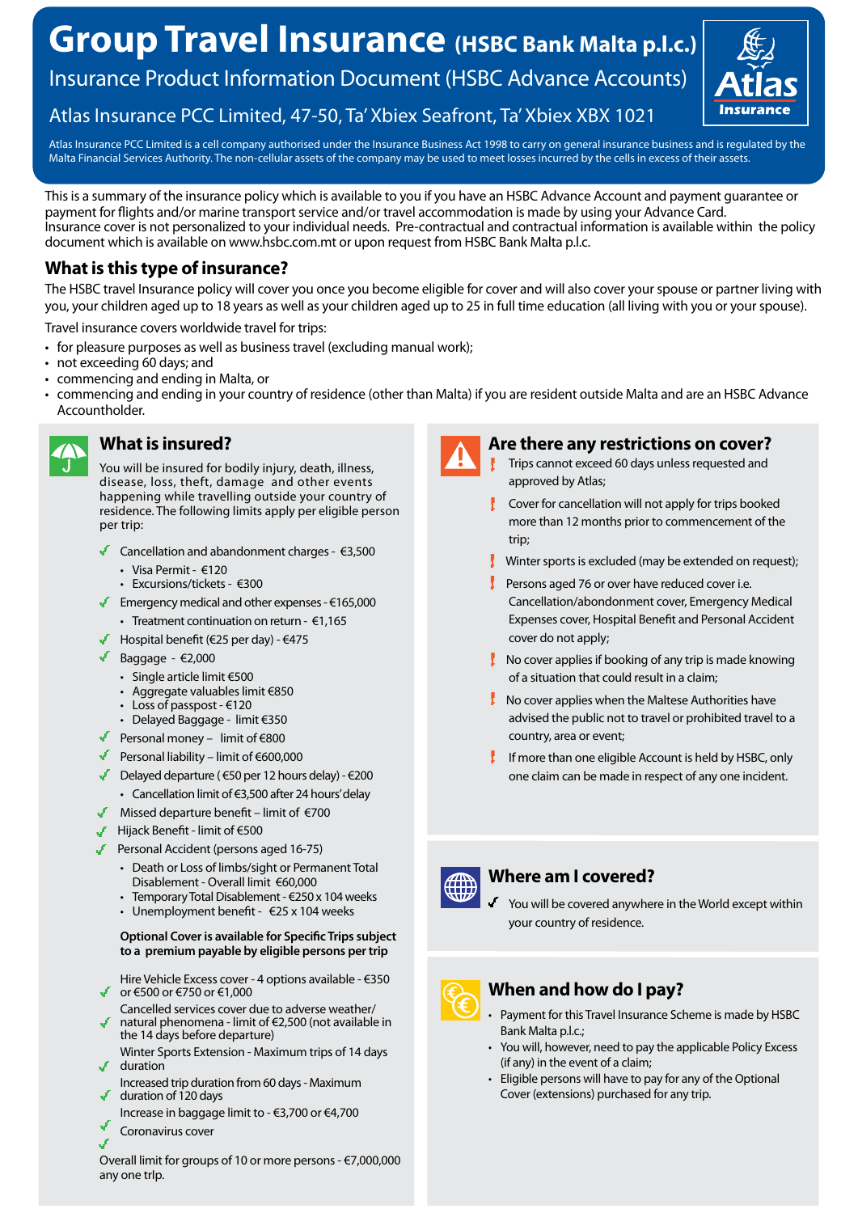# Group Travel Insurance (HSBC Bank Malta p.l.c.)

## Insurance Product Information Document (HSBC Advance Accounts)

### Atlas Insurance PCC Limited, 47-50, Ta' Xbiex Seafront, Ta' Xbiex XBX 1021

Atlas Insurance PCC Limited is a cell company authorised under the Insurance Business Act 1998 to carry on general insurance business and is regulated by the Malta Financial Services Authority. The non-cellular assets of the company may be used to meet losses incurred by the cells in excess of their assets.

This is a summary of the insurance policy which is available to you if you have an HSBC Advance Account and payment guarantee or payment for flights and/or marine transport service and/or travel accommodation is made by using your Advance Card.
Insurance cover is not personalized to your individual needs. Pre-contractual and contractual information is available within the policy document which is available on www.hsbc.com.mt or upon request from HSBC Bank Malta p.l.c.

## What is this type of insurance?

The HSBC travel Insurance policy will cover you once you become eligible for cover and will also cover your spouse or partner living with you, your children aged up to 18 years as well as your children aged up to 25 in full time education (all living with you or your spouse).

Travel insurance covers worldwide travel for trips:

- for pleasure purposes as well as business travel (excluding manual work);
- not exceeding 60 days; and
- commencing and ending in Malta, or
- commencing and ending in your country of residence (other than Malta) if you are resident outside Malta and are an HSBC Advance Accountholder.

## What is insured?

You will be insured for bodily injury, death, illness, disease, loss, theft, damage and other events happening while travelling outside your country of residence. The following limits apply per eligible person per trip:

- ✓ Cancellation and abandonment charges - €3,500
  - Visa Permit - €120
  - Excursions/tickets - €300
- ✓ Emergency medical and other expenses - €165,000
  - Treatment continuation on return - €1,165
- ✓ Hospital benefit (€25 per day) - €475
- ✓ Baggage - €2,000
  - Single article limit €500
  - Aggregate valuables limit €850
  - Loss of passport - €120
  - Delayed Baggage - limit €350
- ✓ Personal money – limit of €800
- ✓ Personal liability – limit of €600,000
- ✓ Delayed departure ( €50 per 12 hours delay) - €200
  - Cancellation limit of €3,500 after 24 hours' delay
- ✓ Missed departure benefit – limit of €700
- ✓ Hijack Benefit - limit of €500
- ✓ Personal Accident (persons aged 16-75)
  - Death or Loss of limbs/sight or Permanent Total Disablement - Overall limit €60,000
  - Temporary Total Disablement - €250 x 104 weeks
  - Unemployment benefit - €25 x 104 weeks

**Optional Cover is available for Specific Trips subject to a premium payable by eligible persons per trip**

- ✓ Hire Vehicle Excess cover - 4 options available - €350 or €500 or €750 or €1,000
- ✓ Cancelled services cover due to adverse weather/ natural phenomena - limit of €2,500 (not available in the 14 days before departure)
- ✓ Winter Sports Extension - Maximum trips of 14 days duration
- ✓ Increased trip duration from 60 days - Maximum duration of 120 days
- ✓ Increase in baggage limit to - €3,700 or €4,700
- ✓ Coronavirus cover

Overall limit for groups of 10 or more persons - €7,000,000 any one trlp.

## Are there any restrictions on cover?

- ! Trips cannot exceed 60 days unless requested and approved by Atlas;
- ! Cover for cancellation will not apply for trips booked more than 12 months prior to commencement of the trip;
- ! Winter sports is excluded (may be extended on request);
- ! Persons aged 76 or over have reduced cover i.e. Cancellation/abandonment cover, Emergency Medical Expenses cover, Hospital Benefit and Personal Accident cover do not apply;
- ! No cover applies if booking of any trip is made knowing of a situation that could result in a claim;
- ! No cover applies when the Maltese Authorities have advised the public not to travel or prohibited travel to a country, area or event;
- ! If more than one eligible Account is held by HSBC, only one claim can be made in respect of any one incident.

## Where am I covered?

- ✓ You will be covered anywhere in the World except within your country of residence.

## When and how do I pay?

- Payment for this Travel Insurance Scheme is made by HSBC Bank Malta p.l.c.;
- You will, however, need to pay the applicable Policy Excess (if any) in the event of a claim;
- Eligible persons will have to pay for any of the Optional Cover (extensions) purchased for any trip.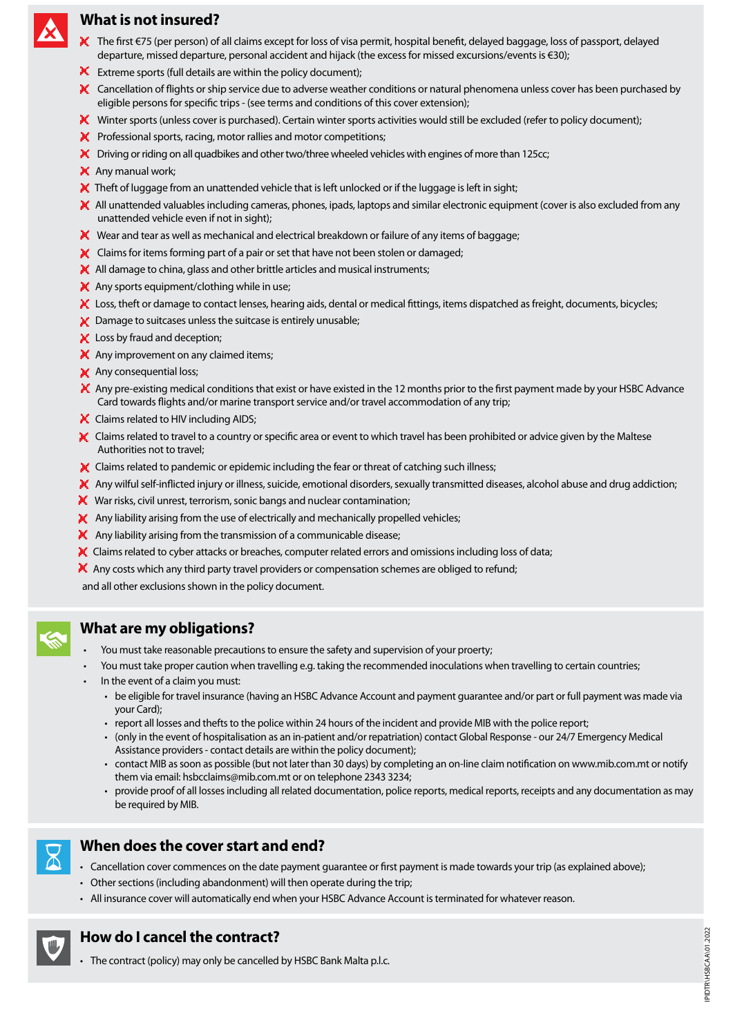## What is not insured?

- The first €75 (per person) of all claims except for loss of visa permit, hospital benefit, delayed baggage, loss of passport, delayed departure, missed departure, personal accident and hijack (the excess for missed excursions/events is €30);
- Extreme sports (full details are within the policy document);
- Cancellation of flights or ship service due to adverse weather conditions or natural phenomena unless cover has been purchased by eligible persons for specific trips - (see terms and conditions of this cover extension);
- Winter sports (unless cover is purchased). Certain winter sports activities would still be excluded (refer to policy document);
- Professional sports, racing, motor rallies and motor competitions;
- Driving or riding on all quadbikes and other two/three wheeled vehicles with engines of more than 125cc;
- Any manual work;
- Theft of luggage from an unattended vehicle that is left unlocked or if the luggage is left in sight;
- All unattended valuables including cameras, phones, ipads, laptops and similar electronic equipment (cover is also excluded from any unattended vehicle even if not in sight);
- Wear and tear as well as mechanical and electrical breakdown or failure of any items of baggage;
- Claims for items forming part of a pair or set that have not been stolen or damaged;
- All damage to china, glass and other brittle articles and musical instruments;
- Any sports equipment/clothing while in use;
- Loss, theft or damage to contact lenses, hearing aids, dental or medical fittings, items dispatched as freight, documents, bicycles;
- Damage to suitcases unless the suitcase is entirely unusable;
- Loss by fraud and deception;
- Any improvement on any claimed items;
- Any consequential loss;
- Any pre-existing medical conditions that exist or have existed in the 12 months prior to the first payment made by your HSBC Advance Card towards flights and/or marine transport service and/or travel accommodation of any trip;
- Claims related to HIV including AIDS;
- Claims related to travel to a country or specific area or event to which travel has been prohibited or advice given by the Maltese Authorities not to travel;
- Claims related to pandemic or epidemic including the fear or threat of catching such illness;
- Any wilful self-inflicted injury or illness, suicide, emotional disorders, sexually transmitted diseases, alcohol abuse and drug addiction;
- War risks, civil unrest, terrorism, sonic bangs and nuclear contamination;
- Any liability arising from the use of electrically and mechanically propelled vehicles;
- Any liability arising from the transmission of a communicable disease;
- Claims related to cyber attacks or breaches, computer related errors and omissions including loss of data;
- Any costs which any third party travel providers or compensation schemes are obliged to refund;

and all other exclusions shown in the policy document.

## What are my obligations?

- You must take reasonable precautions to ensure the safety and supervision of your proerty;
- You must take proper caution when travelling e.g. taking the recommended inoculations when travelling to certain countries;
- In the event of a claim you must:
  - be eligible for travel insurance (having an HSBC Advance Account and payment guarantee and/or part or full payment was made via your Card);
  - report all losses and thefts to the police within 24 hours of the incident and provide MIB with the police report;
  - (only in the event of hospitalisation as an in-patient and/or repatriation) contact Global Response - our 24/7 Emergency Medical Assistance providers - contact details are within the policy document);
  - contact MIB as soon as possible (but not later than 30 days) by completing an on-line claim notification on www.mib.com.mt or notify them via email: hsbcclaims@mib.com.mt or on telephone 2343 3234;
  - provide proof of all losses including all related documentation, police reports, medical reports, receipts and any documentation as may be required by MIB.

## When does the cover start and end?

- Cancellation cover commences on the date payment guarantee or first payment is made towards your trip (as explained above);
- Other sections (including abandonment) will then operate during the trip;
- All insurance cover will automatically end when your HSBC Advance Account is terminated for whatever reason.

## How do I cancel the contract?

- The contract (policy) may only be cancelled by HSBC Bank Malta p.l.c.

IPIDTRHSBCAA01.2022